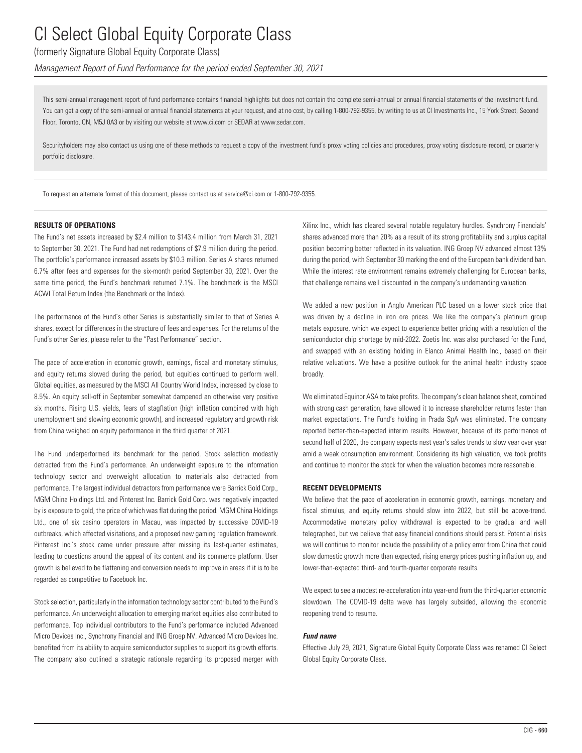# CI Select Global Equity Corporate Class

(formerly Signature Global Equity Corporate Class)

*Management Report of Fund Performance for the period ended September 30, 2021*

This semi-annual management report of fund performance contains financial highlights but does not contain the complete semi-annual or annual financial statements of the investment fund. You can get a copy of the semi-annual or annual financial statements at your request, and at no cost, by calling 1-800-792-9355, by writing to us at CI Investments Inc., 15 York Street, Second Floor, Toronto, ON, M5J 0A3 or by visiting our website at www.ci.com or SEDAR at www.sedar.com.

Securityholders may also contact us using one of these methods to request a copy of the investment fund's proxy voting policies and procedures, proxy voting disclosure record, or quarterly portfolio disclosure.

To request an alternate format of this document, please contact us at service@ci.com or 1-800-792-9355.

## RESULTS OF OPERATIONS

The Fund's net assets increased by $2.4 million to $143.4 million from March 31, 2021 to September 30, 2021. The Fund had net redemptions of $7.9 million during the period. The portfolio's performance increased assets by $10.3 million. Series A shares returned 6.7% after fees and expenses for the six-month period September 30, 2021. Over the same time period, the Fund's benchmark returned 7.1%. The benchmark is the MSCI ACWI Total Return Index (the Benchmark or the Index).

The performance of the Fund's other Series is substantially similar to that of Series A shares, except for differences in the structure of fees and expenses. For the returns of the Fund's other Series, please refer to the "Past Performance" section.

The pace of acceleration in economic growth, earnings, fiscal and monetary stimulus, and equity returns slowed during the period, but equities continued to perform well. Global equities, as measured by the MSCI All Country World Index, increased by close to 8.5%. An equity sell-off in September somewhat dampened an otherwise very positive six months. Rising U.S. yields, fears of stagflation (high inflation combined with high unemployment and slowing economic growth), and increased regulatory and growth risk from China weighed on equity performance in the third quarter of 2021.

The Fund underperformed its benchmark for the period. Stock selection modestly detracted from the Fund's performance. An underweight exposure to the information technology sector and overweight allocation to materials also detracted from performance. The largest individual detractors from performance were Barrick Gold Corp., MGM China Holdings Ltd. and Pinterest Inc. Barrick Gold Corp. was negatively impacted by is exposure to gold, the price of which was flat during the period. MGM China Holdings Ltd., one of six casino operators in Macau, was impacted by successive COVID-19 outbreaks, which affected visitations, and a proposed new gaming regulation framework. Pinterest Inc.'s stock came under pressure after missing its last-quarter estimates, leading to questions around the appeal of its content and its commerce platform. User growth is believed to be flattening and conversion needs to improve in areas if it is to be regarded as competitive to Facebook Inc.

Stock selection, particularly in the information technology sector contributed to the Fund's performance. An underweight allocation to emerging market equities also contributed to performance. Top individual contributors to the Fund's performance included Advanced Micro Devices Inc., Synchrony Financial and ING Groep NV. Advanced Micro Devices Inc. benefited from its ability to acquire semiconductor supplies to support its growth efforts. The company also outlined a strategic rationale regarding its proposed merger with Xilinx Inc., which has cleared several notable regulatory hurdles. Synchrony Financials' shares advanced more than 20% as a result of its strong profitability and surplus capital position becoming better reflected in its valuation. ING Groep NV advanced almost 13% during the period, with September 30 marking the end of the European bank dividend ban. While the interest rate environment remains extremely challenging for European banks, that challenge remains well discounted in the company's undemanding valuation.

We added a new position in Anglo American PLC based on a lower stock price that was driven by a decline in iron ore prices. We like the company's platinum group metals exposure, which we expect to experience better pricing with a resolution of the semiconductor chip shortage by mid-2022. Zoetis Inc. was also purchased for the Fund, and swapped with an existing holding in Elanco Animal Health Inc., based on their relative valuations. We have a positive outlook for the animal health industry space broadly.

We eliminated Equinor ASA to take profits. The company's clean balance sheet, combined with strong cash generation, have allowed it to increase shareholder returns faster than market expectations. The Fund's holding in Prada SpA was eliminated. The company reported better-than-expected interim results. However, because of its performance of second half of 2020, the company expects nest year's sales trends to slow year over year amid a weak consumption environment. Considering its high valuation, we took profits and continue to monitor the stock for when the valuation becomes more reasonable.

## RECENT DEVELOPMENTS

We believe that the pace of acceleration in economic growth, earnings, monetary and fiscal stimulus, and equity returns should slow into 2022, but still be above-trend. Accommodative monetary policy withdrawal is expected to be gradual and well telegraphed, but we believe that easy financial conditions should persist. Potential risks we will continue to monitor include the possibility of a policy error from China that could slow domestic growth more than expected, rising energy prices pushing inflation up, and lower-than-expected third- and fourth-quarter corporate results.

We expect to see a modest re-acceleration into year-end from the third-quarter economic slowdown. The COVID-19 delta wave has largely subsided, allowing the economic reopening trend to resume.

***Fund name***

Effective July 29, 2021, Signature Global Equity Corporate Class was renamed CI Select Global Equity Corporate Class.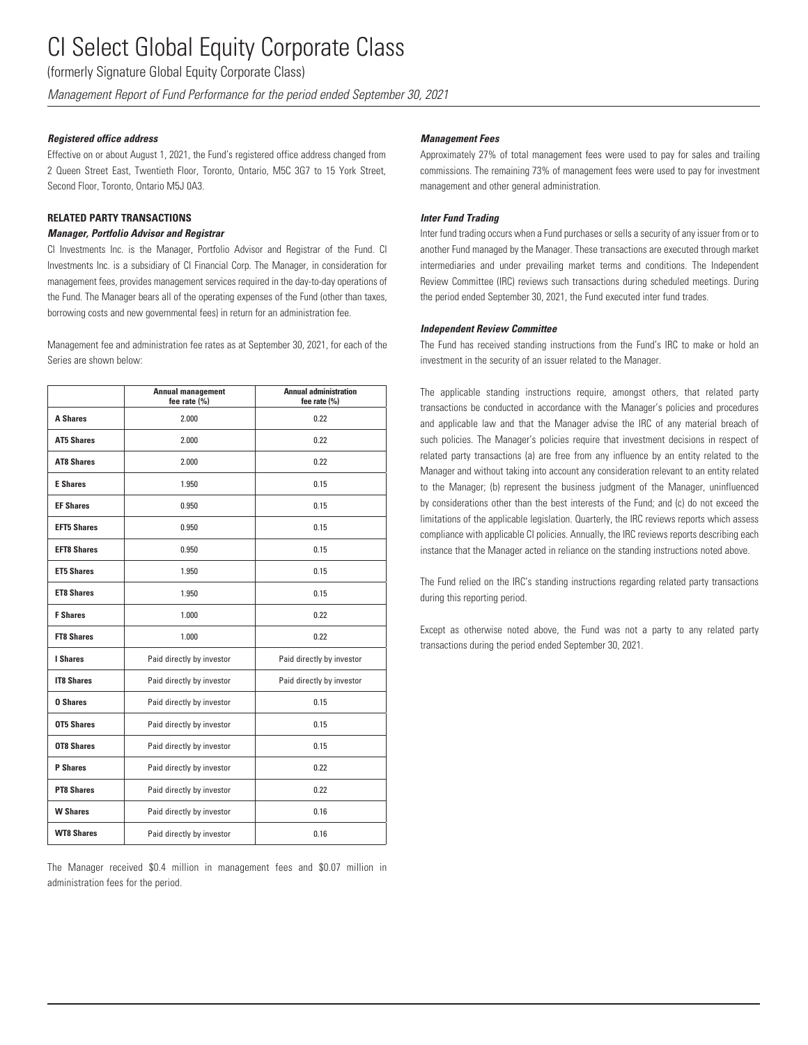# CI Select Global Equity Corporate Class

(formerly Signature Global Equity Corporate Class)

*Management Report of Fund Performance for the period ended September 30, 2021*

***Registered office address***

Effective on or about August 1, 2021, the Fund's registered office address changed from 2 Queen Street East, Twentieth Floor, Toronto, Ontario, M5C 3G7 to 15 York Street, Second Floor, Toronto, Ontario M5J 0A3.

**RELATED PARTY TRANSACTIONS**

***Manager, Portfolio Advisor and Registrar***

CI Investments Inc. is the Manager, Portfolio Advisor and Registrar of the Fund. CI Investments Inc. is a subsidiary of CI Financial Corp. The Manager, in consideration for management fees, provides management services required in the day-to-day operations of the Fund. The Manager bears all of the operating expenses of the Fund (other than taxes, borrowing costs and new governmental fees) in return for an administration fee.

Management fee and administration fee rates as at September 30, 2021, for each of the Series are shown below:

| | Annual management fee rate (%) | Annual administration fee rate (%) |
|---|---|---|
| **A Shares** | 2.000 | 0.22 |
| **AT5 Shares** | 2.000 | 0.22 |
| **AT8 Shares** | 2.000 | 0.22 |
| **E Shares** | 1.950 | 0.15 |
| **EF Shares** | 0.950 | 0.15 |
| **EFT5 Shares** | 0.950 | 0.15 |
| **EFT8 Shares** | 0.950 | 0.15 |
| **ET5 Shares** | 1.950 | 0.15 |
| **ET8 Shares** | 1.950 | 0.15 |
| **F Shares** | 1.000 | 0.22 |
| **FT8 Shares** | 1.000 | 0.22 |
| **I Shares** | Paid directly by investor | Paid directly by investor |
| **IT8 Shares** | Paid directly by investor | Paid directly by investor |
| **O Shares** | Paid directly by investor | 0.15 |
| **OT5 Shares** | Paid directly by investor | 0.15 |
| **OT8 Shares** | Paid directly by investor | 0.15 |
| **P Shares** | Paid directly by investor | 0.22 |
| **PT8 Shares** | Paid directly by investor | 0.22 |
| **W Shares** | Paid directly by investor | 0.16 |
| **WT8 Shares** | Paid directly by investor | 0.16 |

The Manager received $0.4 million in management fees and $0.07 million in administration fees for the period.

***Management Fees***

Approximately 27% of total management fees were used to pay for sales and trailing commissions. The remaining 73% of management fees were used to pay for investment management and other general administration.

***Inter Fund Trading***

Inter fund trading occurs when a Fund purchases or sells a security of any issuer from or to another Fund managed by the Manager. These transactions are executed through market intermediaries and under prevailing market terms and conditions. The Independent Review Committee (IRC) reviews such transactions during scheduled meetings. During the period ended September 30, 2021, the Fund executed inter fund trades.

***Independent Review Committee***

The Fund has received standing instructions from the Fund's IRC to make or hold an investment in the security of an issuer related to the Manager.

The applicable standing instructions require, amongst others, that related party transactions be conducted in accordance with the Manager's policies and procedures and applicable law and that the Manager advise the IRC of any material breach of such policies. The Manager's policies require that investment decisions in respect of related party transactions (a) are free from any influence by an entity related to the Manager and without taking into account any consideration relevant to an entity related to the Manager; (b) represent the business judgment of the Manager, uninfluenced by considerations other than the best interests of the Fund; and (c) do not exceed the limitations of the applicable legislation. Quarterly, the IRC reviews reports which assess compliance with applicable CI policies. Annually, the IRC reviews reports describing each instance that the Manager acted in reliance on the standing instructions noted above.

The Fund relied on the IRC's standing instructions regarding related party transactions during this reporting period.

Except as otherwise noted above, the Fund was not a party to any related party transactions during the period ended September 30, 2021.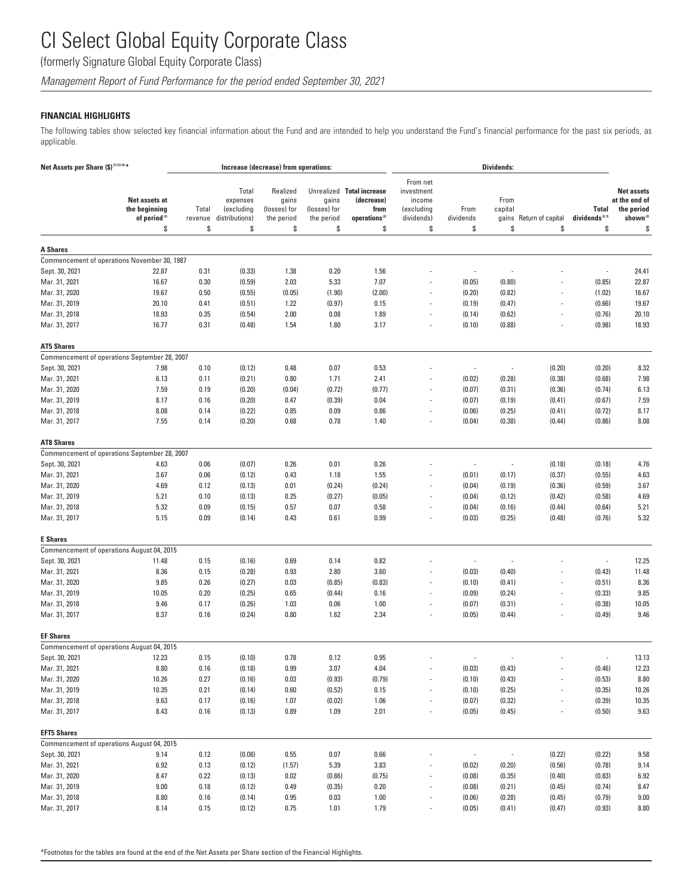# CI Select Global Equity Corporate Class

(formerly Signature Global Equity Corporate Class)

*Management Report of Fund Performance for the period ended September 30, 2021*

## FINANCIAL HIGHLIGHTS

The following tables show selected key financial information about the Fund and are intended to help you understand the Fund's financial performance for the past six periods, as applicable.

| Net Assets per Share ($)[1][2][4]* | | Increase (decrease) from operations: | | | | | Dividends: | | | | | |
|---|---|---|---|---|---|---|---|---|---|---|---|---|
| | Net assets at the beginning of period[2] | Total revenue | Total expenses (excluding distributions) | Realized gains (losses) for the period | Unrealized gains (losses) for the period | Total increase (decrease) from operations[2] | From net investment income (excluding dividends) | From dividends | From capital gains | Return of capital | Total dividends[2,3] | Net assets at the end of the period shown[2] |
| | $ | $ | $ | $ | $ | $ | $ | $ | $ | $ | $ | $ |
| **A Shares** | | | | | | | | | | | | |
| Commencement of operations November 30, 1987 | | | | | | | | | | | | |
| Sept. 30, 2021 | 22.87 | 0.31 | (0.33) | 1.38 | 0.20 | 1.56 | - | - | - | - | - | 24.41 |
| Mar. 31, 2021 | 16.67 | 0.30 | (0.59) | 2.03 | 5.33 | 7.07 | - | (0.05) | (0.80) | - | (0.85) | 22.87 |
| Mar. 31, 2020 | 19.67 | 0.50 | (0.55) | (0.05) | (1.90) | (2.00) | - | (0.20) | (0.82) | - | (1.02) | 16.67 |
| Mar. 31, 2019 | 20.10 | 0.41 | (0.51) | 1.22 | (0.97) | 0.15 | - | (0.19) | (0.47) | - | (0.66) | 19.67 |
| Mar. 31, 2018 | 18.93 | 0.35 | (0.54) | 2.00 | 0.08 | 1.89 | - | (0.14) | (0.62) | - | (0.76) | 20.10 |
| Mar. 31, 2017 | 16.77 | 0.31 | (0.48) | 1.54 | 1.80 | 3.17 | - | (0.10) | (0.88) | - | (0.98) | 18.93 |
| **AT5 Shares** | | | | | | | | | | | | |
| Commencement of operations September 28, 2007 | | | | | | | | | | | | |
| Sept. 30, 2021 | 7.98 | 0.10 | (0.12) | 0.48 | 0.07 | 0.53 | - | - | - | (0.20) | (0.20) | 8.32 |
| Mar. 31, 2021 | 6.13 | 0.11 | (0.21) | 0.80 | 1.71 | 2.41 | - | (0.02) | (0.28) | (0.38) | (0.68) | 7.98 |
| Mar. 31, 2020 | 7.59 | 0.19 | (0.20) | (0.04) | (0.72) | (0.77) | - | (0.07) | (0.31) | (0.36) | (0.74) | 6.13 |
| Mar. 31, 2019 | 8.17 | 0.16 | (0.20) | 0.47 | (0.39) | 0.04 | - | (0.07) | (0.19) | (0.41) | (0.67) | 7.59 |
| Mar. 31, 2018 | 8.08 | 0.14 | (0.22) | 0.85 | 0.09 | 0.86 | - | (0.06) | (0.25) | (0.41) | (0.72) | 8.17 |
| Mar. 31, 2017 | 7.55 | 0.14 | (0.20) | 0.68 | 0.78 | 1.40 | - | (0.04) | (0.38) | (0.44) | (0.86) | 8.08 |
| **AT8 Shares** | | | | | | | | | | | | |
| Commencement of operations September 28, 2007 | | | | | | | | | | | | |
| Sept. 30, 2021 | 4.63 | 0.06 | (0.07) | 0.26 | 0.01 | 0.26 | - | - | - | (0.18) | (0.18) | 4.76 |
| Mar. 31, 2021 | 3.67 | 0.06 | (0.12) | 0.43 | 1.18 | 1.55 | - | (0.01) | (0.17) | (0.37) | (0.55) | 4.63 |
| Mar. 31, 2020 | 4.69 | 0.12 | (0.13) | 0.01 | (0.24) | (0.24) | - | (0.04) | (0.19) | (0.36) | (0.59) | 3.67 |
| Mar. 31, 2019 | 5.21 | 0.10 | (0.13) | 0.25 | (0.27) | (0.05) | - | (0.04) | (0.12) | (0.42) | (0.58) | 4.69 |
| Mar. 31, 2018 | 5.32 | 0.09 | (0.15) | 0.57 | 0.07 | 0.58 | - | (0.04) | (0.16) | (0.44) | (0.64) | 5.21 |
| Mar. 31, 2017 | 5.15 | 0.09 | (0.14) | 0.43 | 0.61 | 0.99 | - | (0.03) | (0.25) | (0.48) | (0.76) | 5.32 |
| **E Shares** | | | | | | | | | | | | |
| Commencement of operations August 04, 2015 | | | | | | | | | | | | |
| Sept. 30, 2021 | 11.48 | 0.15 | (0.16) | 0.69 | 0.14 | 0.82 | - | - | - | - | - | 12.25 |
| Mar. 31, 2021 | 8.36 | 0.15 | (0.28) | 0.93 | 2.80 | 3.60 | - | (0.03) | (0.40) | - | (0.43) | 11.48 |
| Mar. 31, 2020 | 9.85 | 0.26 | (0.27) | 0.03 | (0.85) | (0.83) | - | (0.10) | (0.41) | - | (0.51) | 8.36 |
| Mar. 31, 2019 | 10.05 | 0.20 | (0.25) | 0.65 | (0.44) | 0.16 | - | (0.09) | (0.24) | - | (0.33) | 9.85 |
| Mar. 31, 2018 | 9.46 | 0.17 | (0.26) | 1.03 | 0.06 | 1.00 | - | (0.07) | (0.31) | - | (0.38) | 10.05 |
| Mar. 31, 2017 | 8.37 | 0.16 | (0.24) | 0.80 | 1.62 | 2.34 | - | (0.05) | (0.44) | - | (0.49) | 9.46 |
| **EF Shares** | | | | | | | | | | | | |
| Commencement of operations August 04, 2015 | | | | | | | | | | | | |
| Sept. 30, 2021 | 12.23 | 0.15 | (0.10) | 0.78 | 0.12 | 0.95 | - | - | - | - | - | 13.13 |
| Mar. 31, 2021 | 8.80 | 0.16 | (0.18) | 0.99 | 3.07 | 4.04 | - | (0.03) | (0.43) | - | (0.46) | 12.23 |
| Mar. 31, 2020 | 10.26 | 0.27 | (0.16) | 0.03 | (0.93) | (0.79) | - | (0.10) | (0.43) | - | (0.53) | 8.80 |
| Mar. 31, 2019 | 10.35 | 0.21 | (0.14) | 0.60 | (0.52) | 0.15 | - | (0.10) | (0.25) | - | (0.35) | 10.26 |
| Mar. 31, 2018 | 9.63 | 0.17 | (0.16) | 1.07 | (0.02) | 1.06 | - | (0.07) | (0.32) | - | (0.39) | 10.35 |
| Mar. 31, 2017 | 8.43 | 0.16 | (0.13) | 0.89 | 1.09 | 2.01 | - | (0.05) | (0.45) | - | (0.50) | 9.63 |
| **EFT5 Shares** | | | | | | | | | | | | |
| Commencement of operations August 04, 2015 | | | | | | | | | | | | |
| Sept. 30, 2021 | 9.14 | 0.12 | (0.08) | 0.55 | 0.07 | 0.66 | - | - | - | (0.22) | (0.22) | 9.58 |
| Mar. 31, 2021 | 6.92 | 0.13 | (0.12) | (1.57) | 5.39 | 3.83 | - | (0.02) | (0.20) | (0.56) | (0.78) | 9.14 |
| Mar. 31, 2020 | 8.47 | 0.22 | (0.13) | 0.02 | (0.86) | (0.75) | - | (0.08) | (0.35) | (0.40) | (0.83) | 6.92 |
| Mar. 31, 2019 | 9.00 | 0.18 | (0.12) | 0.49 | (0.35) | 0.20 | - | (0.08) | (0.21) | (0.45) | (0.74) | 8.47 |
| Mar. 31, 2018 | 8.80 | 0.16 | (0.14) | 0.95 | 0.03 | 1.00 | - | (0.06) | (0.28) | (0.45) | (0.79) | 9.00 |
| Mar. 31, 2017 | 8.14 | 0.15 | (0.12) | 0.75 | 1.01 | 1.79 | - | (0.05) | (0.41) | (0.47) | (0.93) | 8.80 |

*Footnotes for the tables are found at the end of the Net Assets per Share section of the Financial Highlights.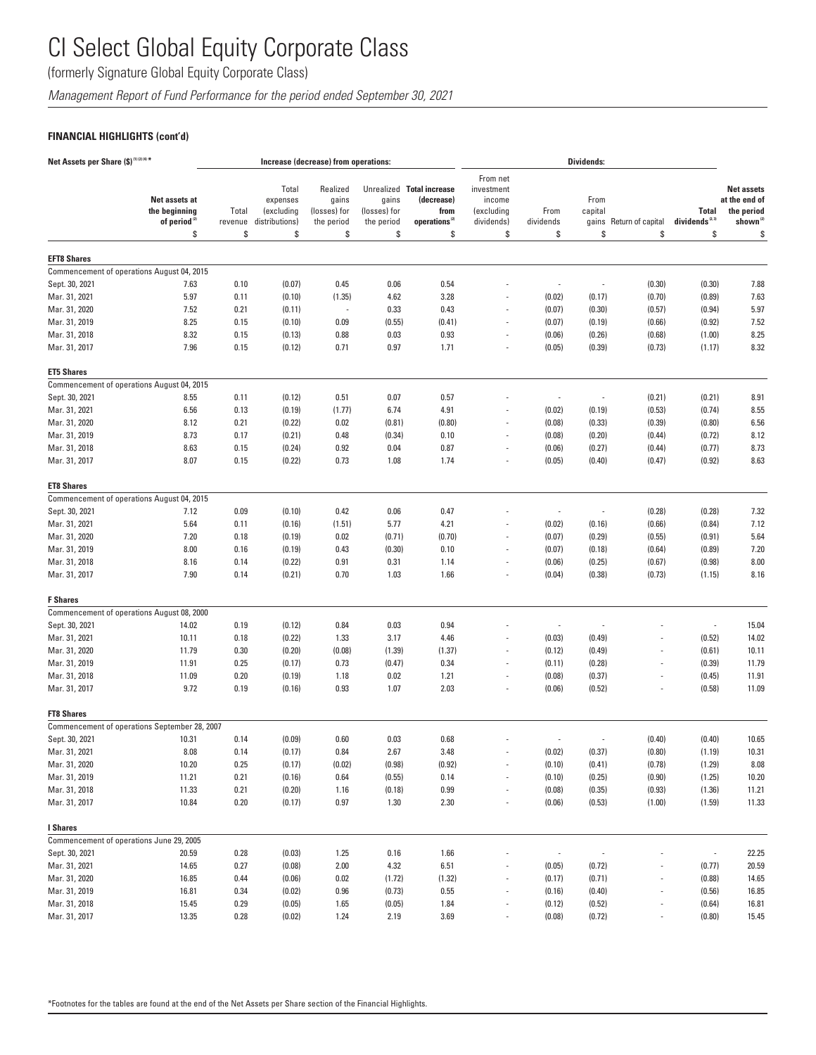# CI Select Global Equity Corporate Class

(formerly Signature Global Equity Corporate Class)

*Management Report of Fund Performance for the period ended September 30, 2021*

**FINANCIAL HIGHLIGHTS (cont'd)**

| Net Assets per Share ($) [1][2][4]* | | Increase (decrease) from operations: | | | | | Dividends: | | | | | |
|---|---|---|---|---|---|---|---|---|---|---|---|---|
| | Net assets at the beginning of period [2] | Total revenue | Total expenses (excluding distributions) | Realized gains (losses) for the period | Unrealized gains (losses) for the period | Total increase (decrease) from operations [2] | From net investment income (excluding dividends) | From dividends | From capital gains | Return of capital | Total dividends [2,3] | Net assets at the end of the period shown [2] |
| | $ | $ | $ | $ | $ | $ | $ | $ | $ | $ | $ | $ |
| **EFT8 Shares** | | | | | | | | | | | | |
| Commencement of operations August 04, 2015 | | | | | | | | | | | | |
| Sept. 30, 2021 | 7.63 | 0.10 | (0.07) | 0.45 | 0.06 | 0.54 | - | - | - | (0.30) | (0.30) | 7.88 |
| Mar. 31, 2021 | 5.97 | 0.11 | (0.10) | (1.35) | 4.62 | 3.28 | - | (0.02) | (0.17) | (0.70) | (0.89) | 7.63 |
| Mar. 31, 2020 | 7.52 | 0.21 | (0.11) | - | 0.33 | 0.43 | - | (0.07) | (0.30) | (0.57) | (0.94) | 5.97 |
| Mar. 31, 2019 | 8.25 | 0.15 | (0.10) | 0.09 | (0.55) | (0.41) | - | (0.07) | (0.19) | (0.66) | (0.92) | 7.52 |
| Mar. 31, 2018 | 8.32 | 0.15 | (0.13) | 0.88 | 0.03 | 0.93 | - | (0.06) | (0.26) | (0.68) | (1.00) | 8.25 |
| Mar. 31, 2017 | 7.96 | 0.15 | (0.12) | 0.71 | 0.97 | 1.71 | - | (0.05) | (0.39) | (0.73) | (1.17) | 8.32 |
| **ET5 Shares** | | | | | | | | | | | | |
| Commencement of operations August 04, 2015 | | | | | | | | | | | | |
| Sept. 30, 2021 | 8.55 | 0.11 | (0.12) | 0.51 | 0.07 | 0.57 | - | - | - | (0.21) | (0.21) | 8.91 |
| Mar. 31, 2021 | 6.56 | 0.13 | (0.19) | (1.77) | 6.74 | 4.91 | - | (0.02) | (0.19) | (0.53) | (0.74) | 8.55 |
| Mar. 31, 2020 | 8.12 | 0.21 | (0.22) | 0.02 | (0.81) | (0.80) | - | (0.08) | (0.33) | (0.39) | (0.80) | 6.56 |
| Mar. 31, 2019 | 8.73 | 0.17 | (0.21) | 0.48 | (0.34) | 0.10 | - | (0.08) | (0.20) | (0.44) | (0.72) | 8.12 |
| Mar. 31, 2018 | 8.63 | 0.15 | (0.24) | 0.92 | 0.04 | 0.87 | - | (0.06) | (0.27) | (0.44) | (0.77) | 8.73 |
| Mar. 31, 2017 | 8.07 | 0.15 | (0.22) | 0.73 | 1.08 | 1.74 | - | (0.05) | (0.40) | (0.47) | (0.92) | 8.63 |
| **ET8 Shares** | | | | | | | | | | | | |
| Commencement of operations August 04, 2015 | | | | | | | | | | | | |
| Sept. 30, 2021 | 7.12 | 0.09 | (0.10) | 0.42 | 0.06 | 0.47 | - | - | - | (0.28) | (0.28) | 7.32 |
| Mar. 31, 2021 | 5.64 | 0.11 | (0.16) | (1.51) | 5.77 | 4.21 | - | (0.02) | (0.16) | (0.66) | (0.84) | 7.12 |
| Mar. 31, 2020 | 7.20 | 0.18 | (0.19) | 0.02 | (0.71) | (0.70) | - | (0.07) | (0.29) | (0.55) | (0.91) | 5.64 |
| Mar. 31, 2019 | 8.00 | 0.16 | (0.19) | 0.43 | (0.30) | 0.10 | - | (0.07) | (0.18) | (0.64) | (0.89) | 7.20 |
| Mar. 31, 2018 | 8.16 | 0.14 | (0.22) | 0.91 | 0.31 | 1.14 | - | (0.06) | (0.25) | (0.67) | (0.98) | 8.00 |
| Mar. 31, 2017 | 7.90 | 0.14 | (0.21) | 0.70 | 1.03 | 1.66 | - | (0.04) | (0.38) | (0.73) | (1.15) | 8.16 |
| **F Shares** | | | | | | | | | | | | |
| Commencement of operations August 08, 2000 | | | | | | | | | | | | |
| Sept. 30, 2021 | 14.02 | 0.19 | (0.12) | 0.84 | 0.03 | 0.94 | - | - | - | - | - | 15.04 |
| Mar. 31, 2021 | 10.11 | 0.18 | (0.22) | 1.33 | 3.17 | 4.46 | - | (0.03) | (0.49) | - | (0.52) | 14.02 |
| Mar. 31, 2020 | 11.79 | 0.30 | (0.20) | (0.08) | (1.39) | (1.37) | - | (0.12) | (0.49) | - | (0.61) | 10.11 |
| Mar. 31, 2019 | 11.91 | 0.25 | (0.17) | 0.73 | (0.47) | 0.34 | - | (0.11) | (0.28) | - | (0.39) | 11.79 |
| Mar. 31, 2018 | 11.09 | 0.20 | (0.19) | 1.18 | 0.02 | 1.21 | - | (0.08) | (0.37) | - | (0.45) | 11.91 |
| Mar. 31, 2017 | 9.72 | 0.19 | (0.16) | 0.93 | 1.07 | 2.03 | - | (0.06) | (0.52) | - | (0.58) | 11.09 |
| **FT8 Shares** | | | | | | | | | | | | |
| Commencement of operations September 28, 2007 | | | | | | | | | | | | |
| Sept. 30, 2021 | 10.31 | 0.14 | (0.09) | 0.60 | 0.03 | 0.68 | - | - | - | (0.40) | (0.40) | 10.65 |
| Mar. 31, 2021 | 8.08 | 0.14 | (0.17) | 0.84 | 2.67 | 3.48 | - | (0.02) | (0.37) | (0.80) | (1.19) | 10.31 |
| Mar. 31, 2020 | 10.20 | 0.25 | (0.17) | (0.02) | (0.98) | (0.92) | - | (0.10) | (0.41) | (0.78) | (1.29) | 8.08 |
| Mar. 31, 2019 | 11.21 | 0.21 | (0.16) | 0.64 | (0.55) | 0.14 | - | (0.10) | (0.25) | (0.90) | (1.25) | 10.20 |
| Mar. 31, 2018 | 11.33 | 0.21 | (0.20) | 1.16 | (0.18) | 0.99 | - | (0.08) | (0.35) | (0.93) | (1.36) | 11.21 |
| Mar. 31, 2017 | 10.84 | 0.20 | (0.17) | 0.97 | 1.30 | 2.30 | - | (0.06) | (0.53) | (1.00) | (1.59) | 11.33 |
| **I Shares** | | | | | | | | | | | | |
| Commencement of operations June 29, 2005 | | | | | | | | | | | | |
| Sept. 30, 2021 | 20.59 | 0.28 | (0.03) | 1.25 | 0.16 | 1.66 | - | - | - | - | - | 22.25 |
| Mar. 31, 2021 | 14.65 | 0.27 | (0.08) | 2.00 | 4.32 | 6.51 | - | (0.05) | (0.72) | - | (0.77) | 20.59 |
| Mar. 31, 2020 | 16.85 | 0.44 | (0.06) | 0.02 | (1.72) | (1.32) | - | (0.17) | (0.71) | - | (0.88) | 14.65 |
| Mar. 31, 2019 | 16.81 | 0.34 | (0.02) | 0.96 | (0.73) | 0.55 | - | (0.16) | (0.40) | - | (0.56) | 16.85 |
| Mar. 31, 2018 | 15.45 | 0.29 | (0.05) | 1.65 | (0.05) | 1.84 | - | (0.12) | (0.52) | - | (0.64) | 16.81 |
| Mar. 31, 2017 | 13.35 | 0.28 | (0.02) | 1.24 | 2.19 | 3.69 | - | (0.08) | (0.72) | - | (0.80) | 15.45 |

*Footnotes for the tables are found at the end of the Net Assets per Share section of the Financial Highlights.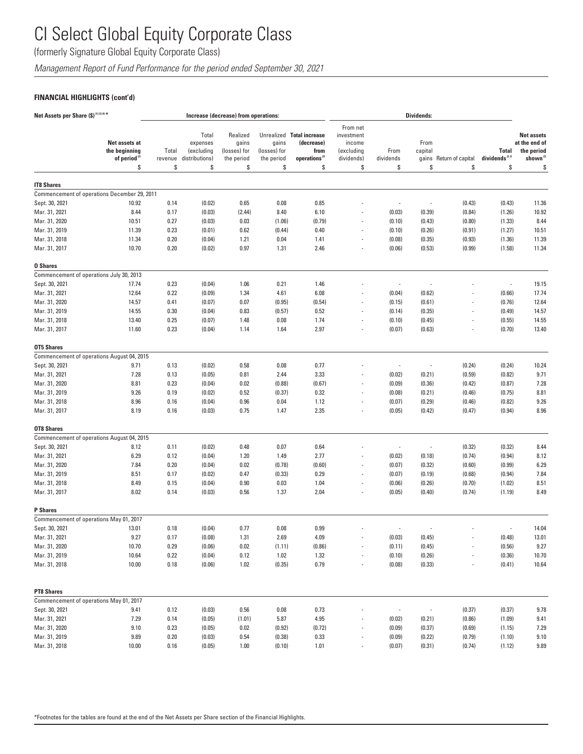# CI Select Global Equity Corporate Class

(formerly Signature Global Equity Corporate Class)

*Management Report of Fund Performance for the period ended September 30, 2021*

**FINANCIAL HIGHLIGHTS (cont'd)**

| Net Assets per Share ($) [1][2][4]* | | Increase (decrease) from operations: | | | | | Dividends: | | | | | |
|---|---|---|---|---|---|---|---|---|---|---|---|---|
| | Net assets at the beginning of period [2] | Total revenue | Total expenses (excluding distributions) | Realized gains (losses) for the period | Unrealized gains (losses) for the period | Total increase (decrease) from operations [2] | From net investment income (excluding dividends) | From dividends | From capital gains | Return of capital | Total dividends [2,3] | Net assets at the end of the period shown [2] |
| | $ | $ | $ | $ | $ | $ | $ | $ | $ | $ | $ | $ |
| **IT8 Shares** | | | | | | | | | | | | |
| Commencement of operations December 29, 2011 | | | | | | | | | | | | |
| Sept. 30, 2021 | 10.92 | 0.14 | (0.02) | 0.65 | 0.08 | 0.85 | - | - | - | (0.43) | (0.43) | 11.36 |
| Mar. 31, 2021 | 8.44 | 0.17 | (0.03) | (2.44) | 8.40 | 6.10 | - | (0.03) | (0.39) | (0.84) | (1.26) | 10.92 |
| Mar. 31, 2020 | 10.51 | 0.27 | (0.03) | 0.03 | (1.06) | (0.79) | - | (0.10) | (0.43) | (0.80) | (1.33) | 8.44 |
| Mar. 31, 2019 | 11.39 | 0.23 | (0.01) | 0.62 | (0.44) | 0.40 | - | (0.10) | (0.26) | (0.91) | (1.27) | 10.51 |
| Mar. 31, 2018 | 11.34 | 0.20 | (0.04) | 1.21 | 0.04 | 1.41 | - | (0.08) | (0.35) | (0.93) | (1.36) | 11.39 |
| Mar. 31, 2017 | 10.70 | 0.20 | (0.02) | 0.97 | 1.31 | 2.46 | - | (0.06) | (0.53) | (0.99) | (1.58) | 11.34 |
| **O Shares** | | | | | | | | | | | | |
| Commencement of operations July 30, 2013 | | | | | | | | | | | | |
| Sept. 30, 2021 | 17.74 | 0.23 | (0.04) | 1.06 | 0.21 | 1.46 | - | - | - | - | - | 19.15 |
| Mar. 31, 2021 | 12.64 | 0.22 | (0.09) | 1.34 | 4.61 | 6.08 | - | (0.04) | (0.62) | - | (0.66) | 17.74 |
| Mar. 31, 2020 | 14.57 | 0.41 | (0.07) | 0.07 | (0.95) | (0.54) | - | (0.15) | (0.61) | - | (0.76) | 12.64 |
| Mar. 31, 2019 | 14.55 | 0.30 | (0.04) | 0.83 | (0.57) | 0.52 | - | (0.14) | (0.35) | - | (0.49) | 14.57 |
| Mar. 31, 2018 | 13.40 | 0.25 | (0.07) | 1.48 | 0.08 | 1.74 | - | (0.10) | (0.45) | - | (0.55) | 14.55 |
| Mar. 31, 2017 | 11.60 | 0.23 | (0.04) | 1.14 | 1.64 | 2.97 | - | (0.07) | (0.63) | - | (0.70) | 13.40 |
| **OT5 Shares** | | | | | | | | | | | | |
| Commencement of operations August 04, 2015 | | | | | | | | | | | | |
| Sept. 30, 2021 | 9.71 | 0.13 | (0.02) | 0.58 | 0.08 | 0.77 | - | - | - | (0.24) | (0.24) | 10.24 |
| Mar. 31, 2021 | 7.28 | 0.13 | (0.05) | 0.81 | 2.44 | 3.33 | - | (0.02) | (0.21) | (0.59) | (0.82) | 9.71 |
| Mar. 31, 2020 | 8.81 | 0.23 | (0.04) | 0.02 | (0.88) | (0.67) | - | (0.09) | (0.36) | (0.42) | (0.87) | 7.28 |
| Mar. 31, 2019 | 9.26 | 0.19 | (0.02) | 0.52 | (0.37) | 0.32 | - | (0.08) | (0.21) | (0.46) | (0.75) | 8.81 |
| Mar. 31, 2018 | 8.96 | 0.16 | (0.04) | 0.96 | 0.04 | 1.12 | - | (0.07) | (0.29) | (0.46) | (0.82) | 9.26 |
| Mar. 31, 2017 | 8.19 | 0.16 | (0.03) | 0.75 | 1.47 | 2.35 | - | (0.05) | (0.42) | (0.47) | (0.94) | 8.96 |
| **OT8 Shares** | | | | | | | | | | | | |
| Commencement of operations August 04, 2015 | | | | | | | | | | | | |
| Sept. 30, 2021 | 8.12 | 0.11 | (0.02) | 0.48 | 0.07 | 0.64 | - | - | - | (0.32) | (0.32) | 8.44 |
| Mar. 31, 2021 | 6.29 | 0.12 | (0.04) | 1.20 | 1.49 | 2.77 | - | (0.02) | (0.18) | (0.74) | (0.94) | 8.12 |
| Mar. 31, 2020 | 7.84 | 0.20 | (0.04) | 0.02 | (0.78) | (0.60) | - | (0.07) | (0.32) | (0.60) | (0.99) | 6.29 |
| Mar. 31, 2019 | 8.51 | 0.17 | (0.02) | 0.47 | (0.33) | 0.29 | - | (0.07) | (0.19) | (0.68) | (0.94) | 7.84 |
| Mar. 31, 2018 | 8.49 | 0.15 | (0.04) | 0.90 | 0.03 | 1.04 | - | (0.06) | (0.26) | (0.70) | (1.02) | 8.51 |
| Mar. 31, 2017 | 8.02 | 0.14 | (0.03) | 0.56 | 1.37 | 2.04 | - | (0.05) | (0.40) | (0.74) | (1.19) | 8.49 |
| **P Shares** | | | | | | | | | | | | |
| Commencement of operations May 01, 2017 | | | | | | | | | | | | |
| Sept. 30, 2021 | 13.01 | 0.18 | (0.04) | 0.77 | 0.08 | 0.99 | - | - | - | - | - | 14.04 |
| Mar. 31, 2021 | 9.27 | 0.17 | (0.08) | 1.31 | 2.69 | 4.09 | - | (0.03) | (0.45) | - | (0.48) | 13.01 |
| Mar. 31, 2020 | 10.70 | 0.29 | (0.06) | 0.02 | (1.11) | (0.86) | - | (0.11) | (0.45) | - | (0.56) | 9.27 |
| Mar. 31, 2019 | 10.64 | 0.22 | (0.04) | 0.12 | 1.02 | 1.32 | - | (0.10) | (0.26) | - | (0.36) | 10.70 |
| Mar. 31, 2018 | 10.00 | 0.18 | (0.06) | 1.02 | (0.35) | 0.79 | - | (0.08) | (0.33) | - | (0.41) | 10.64 |
| **PT8 Shares** | | | | | | | | | | | | |
| Commencement of operations May 01, 2017 | | | | | | | | | | | | |
| Sept. 30, 2021 | 9.41 | 0.12 | (0.03) | 0.56 | 0.08 | 0.73 | - | - | - | (0.37) | (0.37) | 9.78 |
| Mar. 31, 2021 | 7.29 | 0.14 | (0.05) | (1.01) | 5.87 | 4.95 | - | (0.02) | (0.21) | (0.86) | (1.09) | 9.41 |
| Mar. 31, 2020 | 9.10 | 0.23 | (0.05) | 0.02 | (0.92) | (0.72) | - | (0.09) | (0.37) | (0.69) | (1.15) | 7.29 |
| Mar. 31, 2019 | 9.89 | 0.20 | (0.03) | 0.54 | (0.38) | 0.33 | - | (0.09) | (0.22) | (0.79) | (1.10) | 9.10 |
| Mar. 31, 2018 | 10.00 | 0.16 | (0.05) | 1.00 | (0.10) | 1.01 | - | (0.07) | (0.31) | (0.74) | (1.12) | 9.89 |

*Footnotes for the tables are found at the end of the Net Assets per Share section of the Financial Highlights.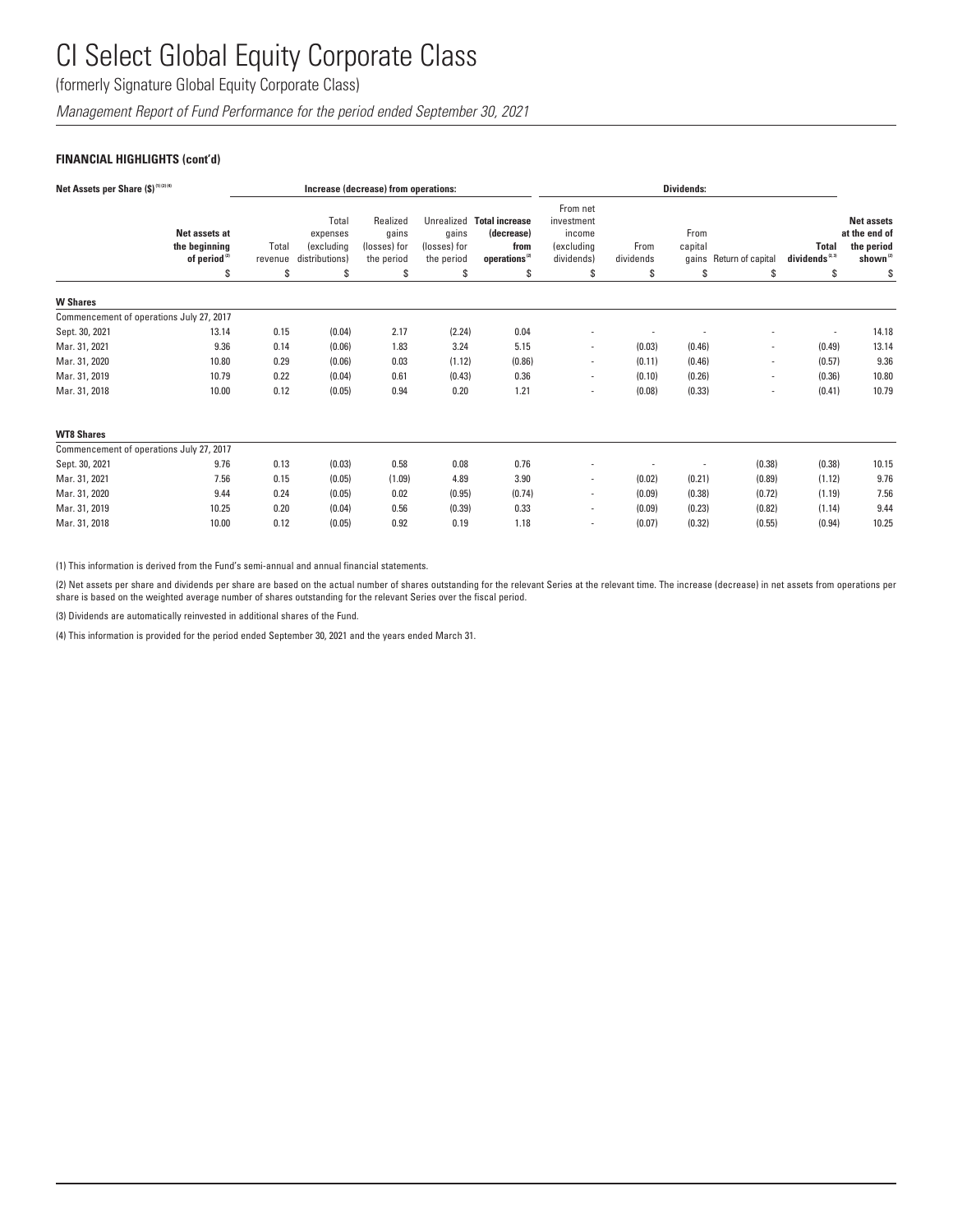(formerly Signature Global Equity Corporate Class)

*Management Report of Fund Performance for the period ended September 30, 2021*

**FINANCIAL HIGHLIGHTS (cont'd)**

| Net Assets per Share ($) [1][2][4] | | Increase (decrease) from operations: | | | | | Dividends: | | | | | |
|---|---|---|---|---|---|---|---|---|---|---|---|---|
| | Net assets at the beginning of period [2] | Total revenue | Total expenses (excluding distributions) | Realized gains (losses) for the period | Unrealized gains (losses) for the period | Total increase (decrease) from operations [2] | From net investment income (excluding dividends) | From dividends | From capital gains | Return of capital | Total dividends [2,3] | Net assets at the end of the period shown [2] |
| | $ | $ | $ | $ | $ | $ | $ | $ | $ | $ | $ | $ |
| **W Shares** | | | | | | | | | | | | |
| Commencement of operations July 27, 2017 | | | | | | | | | | | | |
| Sept. 30, 2021 | 13.14 | 0.15 | (0.04) | 2.17 | (2.24) | 0.04 | - | - | - | - | - | 14.18 |
| Mar. 31, 2021 | 9.36 | 0.14 | (0.06) | 1.83 | 3.24 | 5.15 | - | (0.03) | (0.46) | - | (0.49) | 13.14 |
| Mar. 31, 2020 | 10.80 | 0.29 | (0.06) | 0.03 | (1.12) | (0.86) | - | (0.11) | (0.46) | - | (0.57) | 9.36 |
| Mar. 31, 2019 | 10.79 | 0.22 | (0.04) | 0.61 | (0.43) | 0.36 | - | (0.10) | (0.26) | - | (0.36) | 10.80 |
| Mar. 31, 2018 | 10.00 | 0.12 | (0.05) | 0.94 | 0.20 | 1.21 | - | (0.08) | (0.33) | - | (0.41) | 10.79 |
| **WT8 Shares** | | | | | | | | | | | | |
| Commencement of operations July 27, 2017 | | | | | | | | | | | | |
| Sept. 30, 2021 | 9.76 | 0.13 | (0.03) | 0.58 | 0.08 | 0.76 | - | - | - | (0.38) | (0.38) | 10.15 |
| Mar. 31, 2021 | 7.56 | 0.15 | (0.05) | (1.09) | 4.89 | 3.90 | - | (0.02) | (0.21) | (0.89) | (1.12) | 9.76 |
| Mar. 31, 2020 | 9.44 | 0.24 | (0.05) | 0.02 | (0.95) | (0.74) | - | (0.09) | (0.38) | (0.72) | (1.19) | 7.56 |
| Mar. 31, 2019 | 10.25 | 0.20 | (0.04) | 0.56 | (0.39) | 0.33 | - | (0.09) | (0.23) | (0.82) | (1.14) | 9.44 |
| Mar. 31, 2018 | 10.00 | 0.12 | (0.05) | 0.92 | 0.19 | 1.18 | - | (0.07) | (0.32) | (0.55) | (0.94) | 10.25 |

(1) This information is derived from the Fund's semi-annual and annual financial statements.

(2) Net assets per share and dividends per share are based on the actual number of shares outstanding for the relevant Series at the relevant time. The increase (decrease) in net assets from operations per share is based on the weighted average number of shares outstanding for the relevant Series over the fiscal period.

(3) Dividends are automatically reinvested in additional shares of the Fund.

(4) This information is provided for the period ended September 30, 2021 and the years ended March 31.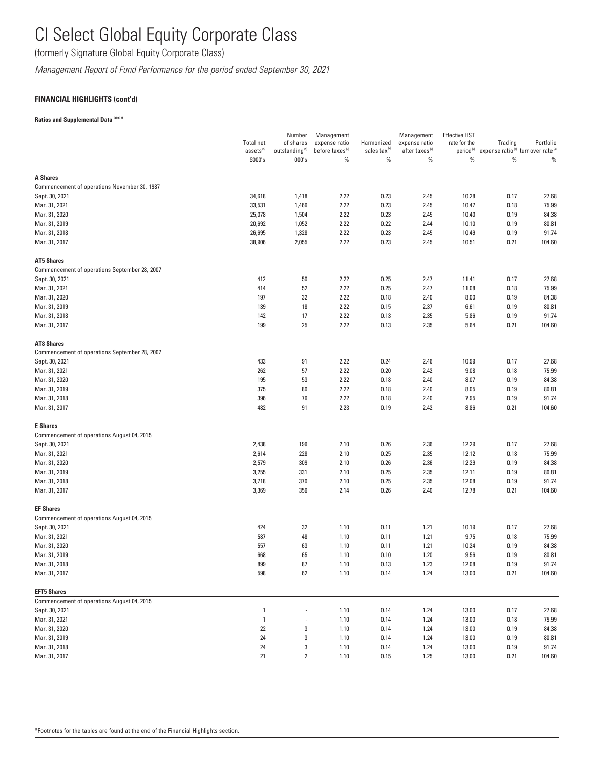# CI Select Global Equity Corporate Class

(formerly Signature Global Equity Corporate Class)

*Management Report of Fund Performance for the period ended September 30, 2021*

**FINANCIAL HIGHLIGHTS (cont'd)**

**Ratios and Supplemental Data [1][5] ***

| | Total net assets [5] | Number of shares outstanding [5] | Management expense ratio before taxes [2] | Harmonized sales tax [2] | Management expense ratio after taxes [2] | Effective HST rate for the period [2] | Trading expense ratio [3] | Portfolio turnover rate [4] |
|---|---|---|---|---|---|---|---|---|
| | $000's | 000's | % | % | % | % | % | % |
| **A Shares** | | | | | | | | |
| Commencement of operations November 30, 1987 | | | | | | | | |
| Sept. 30, 2021 | 34,618 | 1,418 | 2.22 | 0.23 | 2.45 | 10.28 | 0.17 | 27.68 |
| Mar. 31, 2021 | 33,531 | 1,466 | 2.22 | 0.23 | 2.45 | 10.47 | 0.18 | 75.99 |
| Mar. 31, 2020 | 25,078 | 1,504 | 2.22 | 0.23 | 2.45 | 10.40 | 0.19 | 84.38 |
| Mar. 31, 2019 | 20,692 | 1,052 | 2.22 | 0.22 | 2.44 | 10.10 | 0.19 | 80.81 |
| Mar. 31, 2018 | 26,695 | 1,328 | 2.22 | 0.23 | 2.45 | 10.49 | 0.19 | 91.74 |
| Mar. 31, 2017 | 38,906 | 2,055 | 2.22 | 0.23 | 2.45 | 10.51 | 0.21 | 104.60 |
| **AT5 Shares** | | | | | | | | |
| Commencement of operations September 28, 2007 | | | | | | | | |
| Sept. 30, 2021 | 412 | 50 | 2.22 | 0.25 | 2.47 | 11.41 | 0.17 | 27.68 |
| Mar. 31, 2021 | 414 | 52 | 2.22 | 0.25 | 2.47 | 11.08 | 0.18 | 75.99 |
| Mar. 31, 2020 | 197 | 32 | 2.22 | 0.18 | 2.40 | 8.00 | 0.19 | 84.38 |
| Mar. 31, 2019 | 139 | 18 | 2.22 | 0.15 | 2.37 | 6.61 | 0.19 | 80.81 |
| Mar. 31, 2018 | 142 | 17 | 2.22 | 0.13 | 2.35 | 5.86 | 0.19 | 91.74 |
| Mar. 31, 2017 | 199 | 25 | 2.22 | 0.13 | 2.35 | 5.64 | 0.21 | 104.60 |
| **AT8 Shares** | | | | | | | | |
| Commencement of operations September 28, 2007 | | | | | | | | |
| Sept. 30, 2021 | 433 | 91 | 2.22 | 0.24 | 2.46 | 10.99 | 0.17 | 27.68 |
| Mar. 31, 2021 | 262 | 57 | 2.22 | 0.20 | 2.42 | 9.08 | 0.18 | 75.99 |
| Mar. 31, 2020 | 195 | 53 | 2.22 | 0.18 | 2.40 | 8.07 | 0.19 | 84.38 |
| Mar. 31, 2019 | 375 | 80 | 2.22 | 0.18 | 2.40 | 8.05 | 0.19 | 80.81 |
| Mar. 31, 2018 | 396 | 76 | 2.22 | 0.18 | 2.40 | 7.95 | 0.19 | 91.74 |
| Mar. 31, 2017 | 482 | 91 | 2.23 | 0.19 | 2.42 | 8.86 | 0.21 | 104.60 |
| **E Shares** | | | | | | | | |
| Commencement of operations August 04, 2015 | | | | | | | | |
| Sept. 30, 2021 | 2,438 | 199 | 2.10 | 0.26 | 2.36 | 12.29 | 0.17 | 27.68 |
| Mar. 31, 2021 | 2,614 | 228 | 2.10 | 0.25 | 2.35 | 12.12 | 0.18 | 75.99 |
| Mar. 31, 2020 | 2,579 | 309 | 2.10 | 0.26 | 2.36 | 12.29 | 0.19 | 84.38 |
| Mar. 31, 2019 | 3,255 | 331 | 2.10 | 0.25 | 2.35 | 12.11 | 0.19 | 80.81 |
| Mar. 31, 2018 | 3,718 | 370 | 2.10 | 0.25 | 2.35 | 12.08 | 0.19 | 91.74 |
| Mar. 31, 2017 | 3,369 | 356 | 2.14 | 0.26 | 2.40 | 12.78 | 0.21 | 104.60 |
| **EF Shares** | | | | | | | | |
| Commencement of operations August 04, 2015 | | | | | | | | |
| Sept. 30, 2021 | 424 | 32 | 1.10 | 0.11 | 1.21 | 10.19 | 0.17 | 27.68 |
| Mar. 31, 2021 | 587 | 48 | 1.10 | 0.11 | 1.21 | 9.75 | 0.18 | 75.99 |
| Mar. 31, 2020 | 557 | 63 | 1.10 | 0.11 | 1.21 | 10.24 | 0.19 | 84.38 |
| Mar. 31, 2019 | 668 | 65 | 1.10 | 0.10 | 1.20 | 9.56 | 0.19 | 80.81 |
| Mar. 31, 2018 | 899 | 87 | 1.10 | 0.13 | 1.23 | 12.08 | 0.19 | 91.74 |
| Mar. 31, 2017 | 598 | 62 | 1.10 | 0.14 | 1.24 | 13.00 | 0.21 | 104.60 |
| **EFT5 Shares** | | | | | | | | |
| Commencement of operations August 04, 2015 | | | | | | | | |
| Sept. 30, 2021 | 1 | - | 1.10 | 0.14 | 1.24 | 13.00 | 0.17 | 27.68 |
| Mar. 31, 2021 | 1 | - | 1.10 | 0.14 | 1.24 | 13.00 | 0.18 | 75.99 |
| Mar. 31, 2020 | 22 | 3 | 1.10 | 0.14 | 1.24 | 13.00 | 0.19 | 84.38 |
| Mar. 31, 2019 | 24 | 3 | 1.10 | 0.14 | 1.24 | 13.00 | 0.19 | 80.81 |
| Mar. 31, 2018 | 24 | 3 | 1.10 | 0.14 | 1.24 | 13.00 | 0.19 | 91.74 |
| Mar. 31, 2017 | 21 | 2 | 1.10 | 0.15 | 1.25 | 13.00 | 0.21 | 104.60 |

*Footnotes for the tables are found at the end of the Financial Highlights section.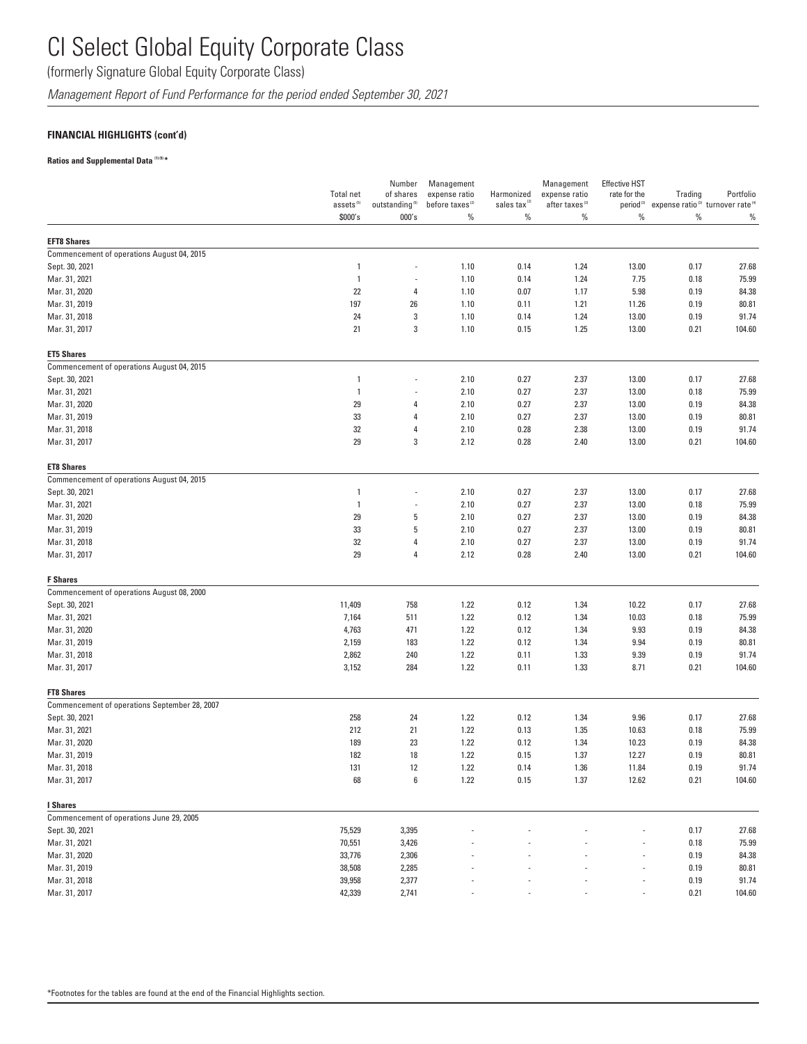# CI Select Global Equity Corporate Class

(formerly Signature Global Equity Corporate Class)

*Management Report of Fund Performance for the period ended September 30, 2021*

### FINANCIAL HIGHLIGHTS (cont'd)

**Ratios and Supplemental Data [1][5] ***

| | Total net assets [5] | Number of shares outstanding [5] | Management expense ratio before taxes [2] | Harmonized sales tax [2] | Management expense ratio after taxes [2] | Effective HST rate for the period [2] | Trading expense ratio [3] | Portfolio turnover rate [4] |
|---|---|---|---|---|---|---|---|---|
| | $000's | 000's | % | % | % | % | % | % |
| **EFT8 Shares** | | | | | | | | |
| Commencement of operations August 04, 2015 | | | | | | | | |
| Sept. 30, 2021 | 1 | - | 1.10 | 0.14 | 1.24 | 13.00 | 0.17 | 27.68 |
| Mar. 31, 2021 | 1 | - | 1.10 | 0.14 | 1.24 | 7.75 | 0.18 | 75.99 |
| Mar. 31, 2020 | 22 | 4 | 1.10 | 0.07 | 1.17 | 5.98 | 0.19 | 84.38 |
| Mar. 31, 2019 | 197 | 26 | 1.10 | 0.11 | 1.21 | 11.26 | 0.19 | 80.81 |
| Mar. 31, 2018 | 24 | 3 | 1.10 | 0.14 | 1.24 | 13.00 | 0.19 | 91.74 |
| Mar. 31, 2017 | 21 | 3 | 1.10 | 0.15 | 1.25 | 13.00 | 0.21 | 104.60 |
| **ET5 Shares** | | | | | | | | |
| Commencement of operations August 04, 2015 | | | | | | | | |
| Sept. 30, 2021 | 1 | - | 2.10 | 0.27 | 2.37 | 13.00 | 0.17 | 27.68 |
| Mar. 31, 2021 | 1 | - | 2.10 | 0.27 | 2.37 | 13.00 | 0.18 | 75.99 |
| Mar. 31, 2020 | 29 | 4 | 2.10 | 0.27 | 2.37 | 13.00 | 0.19 | 84.38 |
| Mar. 31, 2019 | 33 | 4 | 2.10 | 0.27 | 2.37 | 13.00 | 0.19 | 80.81 |
| Mar. 31, 2018 | 32 | 4 | 2.10 | 0.28 | 2.38 | 13.00 | 0.19 | 91.74 |
| Mar. 31, 2017 | 29 | 3 | 2.12 | 0.28 | 2.40 | 13.00 | 0.21 | 104.60 |
| **ET8 Shares** | | | | | | | | |
| Commencement of operations August 04, 2015 | | | | | | | | |
| Sept. 30, 2021 | 1 | - | 2.10 | 0.27 | 2.37 | 13.00 | 0.17 | 27.68 |
| Mar. 31, 2021 | 1 | - | 2.10 | 0.27 | 2.37 | 13.00 | 0.18 | 75.99 |
| Mar. 31, 2020 | 29 | 5 | 2.10 | 0.27 | 2.37 | 13.00 | 0.19 | 84.38 |
| Mar. 31, 2019 | 33 | 5 | 2.10 | 0.27 | 2.37 | 13.00 | 0.19 | 80.81 |
| Mar. 31, 2018 | 32 | 4 | 2.10 | 0.27 | 2.37 | 13.00 | 0.19 | 91.74 |
| Mar. 31, 2017 | 29 | 4 | 2.12 | 0.28 | 2.40 | 13.00 | 0.21 | 104.60 |
| **F Shares** | | | | | | | | |
| Commencement of operations August 08, 2000 | | | | | | | | |
| Sept. 30, 2021 | 11,409 | 758 | 1.22 | 0.12 | 1.34 | 10.22 | 0.17 | 27.68 |
| Mar. 31, 2021 | 7,164 | 511 | 1.22 | 0.12 | 1.34 | 10.03 | 0.18 | 75.99 |
| Mar. 31, 2020 | 4,763 | 471 | 1.22 | 0.12 | 1.34 | 9.93 | 0.19 | 84.38 |
| Mar. 31, 2019 | 2,159 | 183 | 1.22 | 0.12 | 1.34 | 9.94 | 0.19 | 80.81 |
| Mar. 31, 2018 | 2,862 | 240 | 1.22 | 0.11 | 1.33 | 9.39 | 0.19 | 91.74 |
| Mar. 31, 2017 | 3,152 | 284 | 1.22 | 0.11 | 1.33 | 8.71 | 0.21 | 104.60 |
| **FT8 Shares** | | | | | | | | |
| Commencement of operations September 28, 2007 | | | | | | | | |
| Sept. 30, 2021 | 258 | 24 | 1.22 | 0.12 | 1.34 | 9.96 | 0.17 | 27.68 |
| Mar. 31, 2021 | 212 | 21 | 1.22 | 0.13 | 1.35 | 10.63 | 0.18 | 75.99 |
| Mar. 31, 2020 | 189 | 23 | 1.22 | 0.12 | 1.34 | 10.23 | 0.19 | 84.38 |
| Mar. 31, 2019 | 182 | 18 | 1.22 | 0.15 | 1.37 | 12.27 | 0.19 | 80.81 |
| Mar. 31, 2018 | 131 | 12 | 1.22 | 0.14 | 1.36 | 11.84 | 0.19 | 91.74 |
| Mar. 31, 2017 | 68 | 6 | 1.22 | 0.15 | 1.37 | 12.62 | 0.21 | 104.60 |
| **I Shares** | | | | | | | | |
| Commencement of operations June 29, 2005 | | | | | | | | |
| Sept. 30, 2021 | 75,529 | 3,395 | - | - | - | - | 0.17 | 27.68 |
| Mar. 31, 2021 | 70,551 | 3,426 | - | - | - | - | 0.18 | 75.99 |
| Mar. 31, 2020 | 33,776 | 2,306 | - | - | - | - | 0.19 | 84.38 |
| Mar. 31, 2019 | 38,508 | 2,285 | - | - | - | - | 0.19 | 80.81 |
| Mar. 31, 2018 | 39,958 | 2,377 | - | - | - | - | 0.19 | 91.74 |
| Mar. 31, 2017 | 42,339 | 2,741 | - | - | - | - | 0.21 | 104.60 |

*Footnotes for the tables are found at the end of the Financial Highlights section.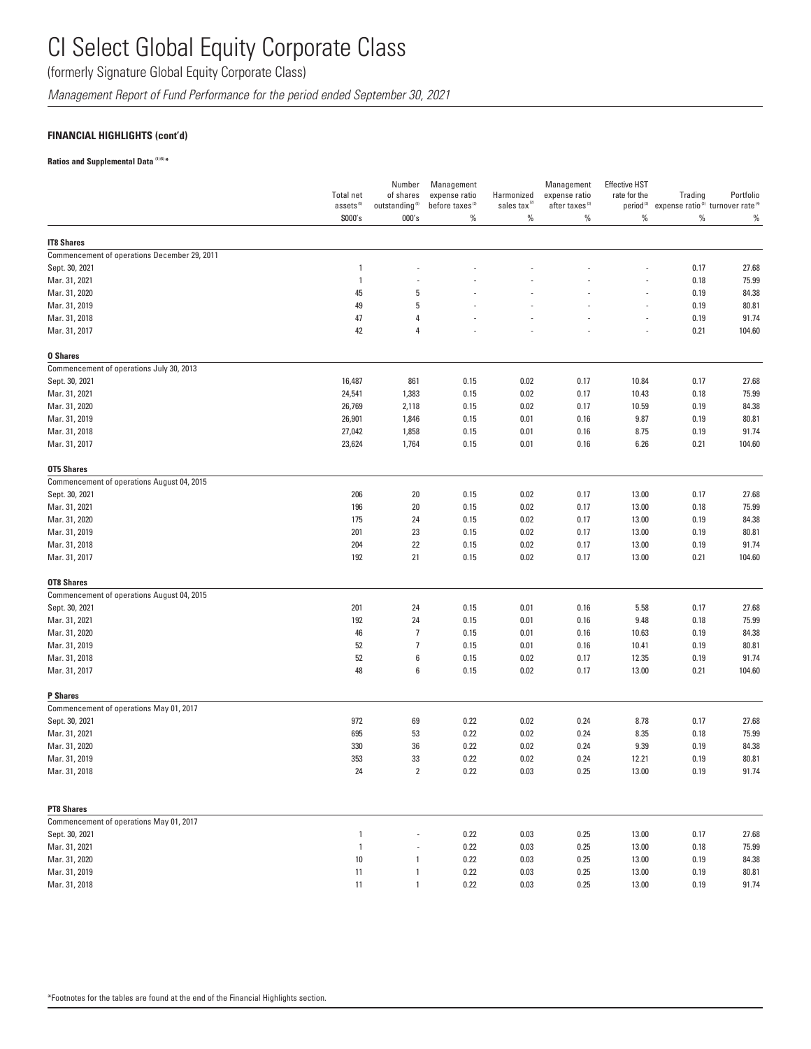# CI Select Global Equity Corporate Class

(formerly Signature Global Equity Corporate Class)

*Management Report of Fund Performance for the period ended September 30, 2021*

**FINANCIAL HIGHLIGHTS (cont'd)**

**Ratios and Supplemental Data [1][5] ***

| | Total net assets[5] | Number of shares outstanding[5] | Management expense ratio before taxes[2] | Harmonized sales tax[2] | Management expense ratio after taxes[2] | Effective HST rate for the period[2] | Trading expense ratio[3] | Portfolio turnover rate[4] |
|---|---|---|---|---|---|---|---|---|
| | $000's | 000's | % | % | % | % | % | % |
| **IT8 Shares** | | | | | | | | |
| Commencement of operations December 29, 2011 | | | | | | | | |
| Sept. 30, 2021 | 1 | - | - | - | - | - | 0.17 | 27.68 |
| Mar. 31, 2021 | 1 | - | - | - | - | - | 0.18 | 75.99 |
| Mar. 31, 2020 | 45 | 5 | - | - | - | - | 0.19 | 84.38 |
| Mar. 31, 2019 | 49 | 5 | - | - | - | - | 0.19 | 80.81 |
| Mar. 31, 2018 | 47 | 4 | - | - | - | - | 0.19 | 91.74 |
| Mar. 31, 2017 | 42 | 4 | - | - | - | - | 0.21 | 104.60 |
| **O Shares** | | | | | | | | |
| Commencement of operations July 30, 2013 | | | | | | | | |
| Sept. 30, 2021 | 16,487 | 861 | 0.15 | 0.02 | 0.17 | 10.84 | 0.17 | 27.68 |
| Mar. 31, 2021 | 24,541 | 1,383 | 0.15 | 0.02 | 0.17 | 10.43 | 0.18 | 75.99 |
| Mar. 31, 2020 | 26,769 | 2,118 | 0.15 | 0.02 | 0.17 | 10.59 | 0.19 | 84.38 |
| Mar. 31, 2019 | 26,901 | 1,846 | 0.15 | 0.01 | 0.16 | 9.87 | 0.19 | 80.81 |
| Mar. 31, 2018 | 27,042 | 1,858 | 0.15 | 0.01 | 0.16 | 8.75 | 0.19 | 91.74 |
| Mar. 31, 2017 | 23,624 | 1,764 | 0.15 | 0.01 | 0.16 | 6.26 | 0.21 | 104.60 |
| **OT5 Shares** | | | | | | | | |
| Commencement of operations August 04, 2015 | | | | | | | | |
| Sept. 30, 2021 | 206 | 20 | 0.15 | 0.02 | 0.17 | 13.00 | 0.17 | 27.68 |
| Mar. 31, 2021 | 196 | 20 | 0.15 | 0.02 | 0.17 | 13.00 | 0.18 | 75.99 |
| Mar. 31, 2020 | 175 | 24 | 0.15 | 0.02 | 0.17 | 13.00 | 0.19 | 84.38 |
| Mar. 31, 2019 | 201 | 23 | 0.15 | 0.02 | 0.17 | 13.00 | 0.19 | 80.81 |
| Mar. 31, 2018 | 204 | 22 | 0.15 | 0.02 | 0.17 | 13.00 | 0.19 | 91.74 |
| Mar. 31, 2017 | 192 | 21 | 0.15 | 0.02 | 0.17 | 13.00 | 0.21 | 104.60 |
| **OT8 Shares** | | | | | | | | |
| Commencement of operations August 04, 2015 | | | | | | | | |
| Sept. 30, 2021 | 201 | 24 | 0.15 | 0.01 | 0.16 | 5.58 | 0.17 | 27.68 |
| Mar. 31, 2021 | 192 | 24 | 0.15 | 0.01 | 0.16 | 9.48 | 0.18 | 75.99 |
| Mar. 31, 2020 | 46 | 7 | 0.15 | 0.01 | 0.16 | 10.63 | 0.19 | 84.38 |
| Mar. 31, 2019 | 52 | 7 | 0.15 | 0.01 | 0.16 | 10.41 | 0.19 | 80.81 |
| Mar. 31, 2018 | 52 | 6 | 0.15 | 0.02 | 0.17 | 12.35 | 0.19 | 91.74 |
| Mar. 31, 2017 | 48 | 6 | 0.15 | 0.02 | 0.17 | 13.00 | 0.21 | 104.60 |
| **P Shares** | | | | | | | | |
| Commencement of operations May 01, 2017 | | | | | | | | |
| Sept. 30, 2021 | 972 | 69 | 0.22 | 0.02 | 0.24 | 8.78 | 0.17 | 27.68 |
| Mar. 31, 2021 | 695 | 53 | 0.22 | 0.02 | 0.24 | 8.35 | 0.18 | 75.99 |
| Mar. 31, 2020 | 330 | 36 | 0.22 | 0.02 | 0.24 | 9.39 | 0.19 | 84.38 |
| Mar. 31, 2019 | 353 | 33 | 0.22 | 0.02 | 0.24 | 12.21 | 0.19 | 80.81 |
| Mar. 31, 2018 | 24 | 2 | 0.22 | 0.03 | 0.25 | 13.00 | 0.19 | 91.74 |
| **PT8 Shares** | | | | | | | | |
| Commencement of operations May 01, 2017 | | | | | | | | |
| Sept. 30, 2021 | 1 | - | 0.22 | 0.03 | 0.25 | 13.00 | 0.17 | 27.68 |
| Mar. 31, 2021 | 1 | - | 0.22 | 0.03 | 0.25 | 13.00 | 0.18 | 75.99 |
| Mar. 31, 2020 | 10 | 1 | 0.22 | 0.03 | 0.25 | 13.00 | 0.19 | 84.38 |
| Mar. 31, 2019 | 11 | 1 | 0.22 | 0.03 | 0.25 | 13.00 | 0.19 | 80.81 |
| Mar. 31, 2018 | 11 | 1 | 0.22 | 0.03 | 0.25 | 13.00 | 0.19 | 91.74 |

*Footnotes for the tables are found at the end of the Financial Highlights section.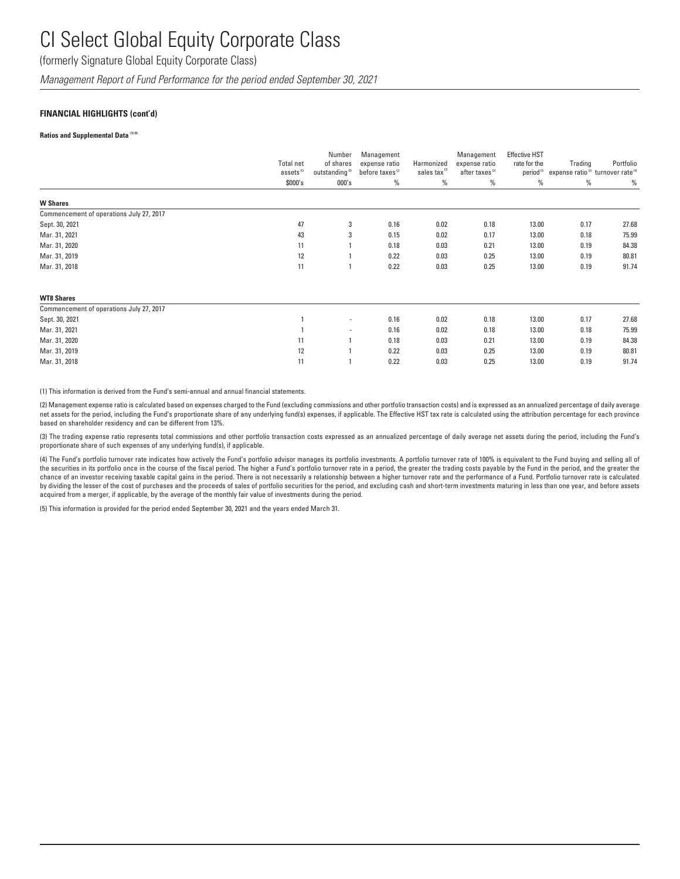# CI Select Global Equity Corporate Class

(formerly Signature Global Equity Corporate Class)

*Management Report of Fund Performance for the period ended September 30, 2021*

**FINANCIAL HIGHLIGHTS (cont'd)**

**Ratios and Supplemental Data [1][5]**

| | Total net assets[5] | Number of shares outstanding[5] | Management expense ratio before taxes[2] | Harmonized sales tax[2] | Management expense ratio after taxes[2] | Effective HST rate for the period[2] | Trading expense ratio[3] | Portfolio turnover rate[4] |
|---|---|---|---|---|---|---|---|---|
| | $000's | 000's | % | % | % | % | % | % |
| **W Shares** | | | | | | | | |
| Commencement of operations July 27, 2017 | | | | | | | | |
| Sept. 30, 2021 | 47 | 3 | 0.16 | 0.02 | 0.18 | 13.00 | 0.17 | 27.68 |
| Mar. 31, 2021 | 43 | 3 | 0.15 | 0.02 | 0.17 | 13.00 | 0.18 | 75.99 |
| Mar. 31, 2020 | 11 | 1 | 0.18 | 0.03 | 0.21 | 13.00 | 0.19 | 84.38 |
| Mar. 31, 2019 | 12 | 1 | 0.22 | 0.03 | 0.25 | 13.00 | 0.19 | 80.81 |
| Mar. 31, 2018 | 11 | 1 | 0.22 | 0.03 | 0.25 | 13.00 | 0.19 | 91.74 |
| **WT8 Shares** | | | | | | | | |
| Commencement of operations July 27, 2017 | | | | | | | | |
| Sept. 30, 2021 | 1 | - | 0.16 | 0.02 | 0.18 | 13.00 | 0.17 | 27.68 |
| Mar. 31, 2021 | 1 | - | 0.16 | 0.02 | 0.18 | 13.00 | 0.18 | 75.99 |
| Mar. 31, 2020 | 11 | 1 | 0.18 | 0.03 | 0.21 | 13.00 | 0.19 | 84.38 |
| Mar. 31, 2019 | 12 | 1 | 0.22 | 0.03 | 0.25 | 13.00 | 0.19 | 80.81 |
| Mar. 31, 2018 | 11 | 1 | 0.22 | 0.03 | 0.25 | 13.00 | 0.19 | 91.74 |

(1) This information is derived from the Fund's semi-annual and annual financial statements.

(2) Management expense ratio is calculated based on expenses charged to the Fund (excluding commissions and other portfolio transaction costs) and is expressed as an annualized percentage of daily average net assets for the period, including the Fund's proportionate share of any underlying fund(s) expenses, if applicable. The Effective HST tax rate is calculated using the attribution percentage for each province based on shareholder residency and can be different from 13%.

(3) The trading expense ratio represents total commissions and other portfolio transaction costs expressed as an annualized percentage of daily average net assets during the period, including the Fund's proportionate share of such expenses of any underlying fund(s), if applicable.

(4) The Fund's portfolio turnover rate indicates how actively the Fund's portfolio advisor manages its portfolio investments. A portfolio turnover rate of 100% is equivalent to the Fund buying and selling all of the securities in its portfolio once in the course of the fiscal period. The higher a Fund's portfolio turnover rate in a period, the greater the trading costs payable by the Fund in the period, and the greater the chance of an investor receiving taxable capital gains in the period. There is not necessarily a relationship between a higher turnover rate and the performance of a Fund. Portfolio turnover rate is calculated by dividing the lesser of the cost of purchases and the proceeds of sales of portfolio securities for the period, and excluding cash and short-term investments maturing in less than one year, and before assets acquired from a merger, if applicable, by the average of the monthly fair value of investments during the period.

(5) This information is provided for the period ended September 30, 2021 and the years ended March 31.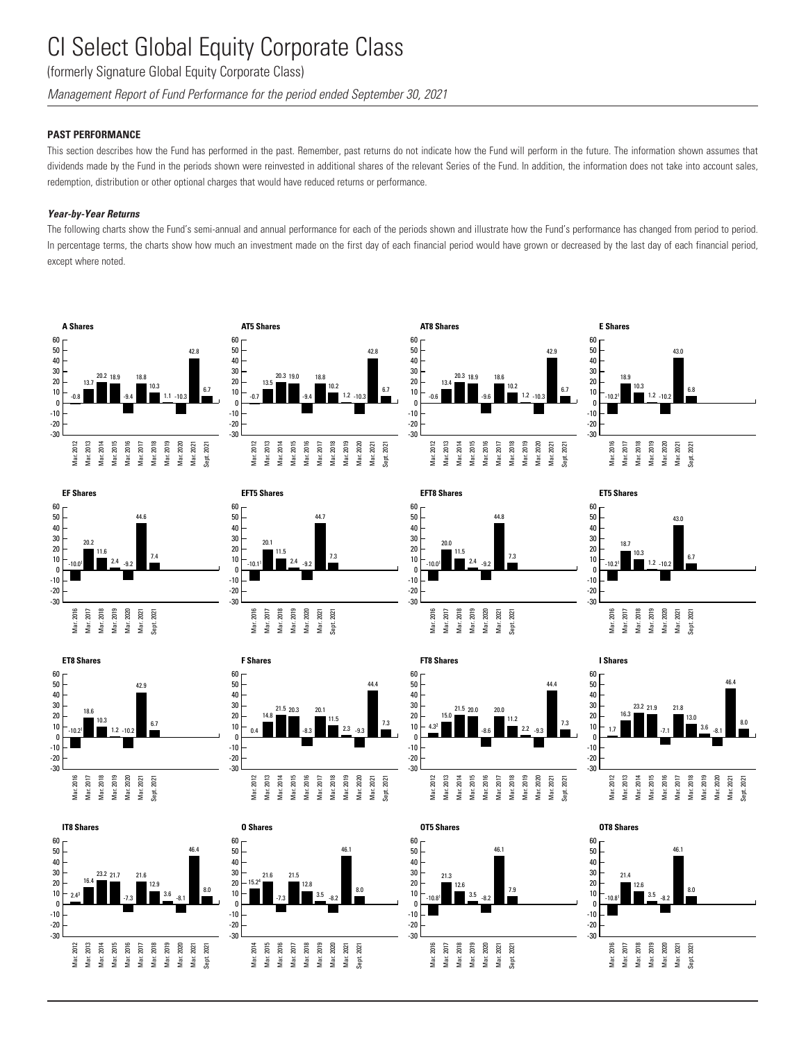# CI Select Global Equity Corporate Class

(formerly Signature Global Equity Corporate Class)

*Management Report of Fund Performance for the period ended September 30, 2021*

### PAST PERFORMANCE

This section describes how the Fund has performed in the past. Remember, past returns do not indicate how the Fund will perform in the future. The information shown assumes that dividends made by the Fund in the periods shown were reinvested in additional shares of the relevant Series of the Fund. In addition, the information does not take into account sales, redemption, distribution or other optional charges that would have reduced returns or performance.

#### *Year-by-Year Returns*

The following charts show the Fund's semi-annual and annual performance for each of the periods shown and illustrate how the Fund's performance has changed from period to period. In percentage terms, the charts show how much an investment made on the first day of each financial period would have grown or decreased by the last day of each financial period, except where noted.

**A Shares**

| Mar. 2012 | Mar. 2013 | Mar. 2014 | Mar. 2015 | Mar. 2016 | Mar. 2017 | Mar. 2018 | Mar. 2019 | Mar. 2020 | Mar. 2021 | Sept. 2021 |
|---|---|---|---|---|---|---|---|---|---|---|
| -0.8 | 13.7 | 20.2 | 18.9 | -9.4 | 18.8 | 10.3 | 1.1 | -10.3 | 42.8 | 6.7 |

**AT5 Shares**

| Mar. 2012 | Mar. 2013 | Mar. 2014 | Mar. 2015 | Mar. 2016 | Mar. 2017 | Mar. 2018 | Mar. 2019 | Mar. 2020 | Mar. 2021 | Sept. 2021 |
|---|---|---|---|---|---|---|---|---|---|---|
| -0.7 | 13.5 | 20.3 | 19.0 | -9.4 | 18.8 | 10.2 | 1.2 | -10.3 | 42.8 | 6.7 |

**AT8 Shares**

| Mar. 2012 | Mar. 2013 | Mar. 2014 | Mar. 2015 | Mar. 2016 | Mar. 2017 | Mar. 2018 | Mar. 2019 | Mar. 2020 | Mar. 2021 | Sept. 2021 |
|---|---|---|---|---|---|---|---|---|---|---|
| -0.6 | 13.4 | 20.3 | 18.9 | -9.6 | 18.6 | 10.2 | 1.2 | -10.3 | 42.9 | 6.7 |

**E Shares**

| Mar. 2016 | Mar. 2017 | Mar. 2018 | Mar. 2019 | Mar. 2020 | Mar. 2021 | Sept. 2021 |
|---|---|---|---|---|---|---|
| -10.2[1] | 18.9 | 10.3 | 1.2 | -10.2 | 43.0 | 6.8 |

**EF Shares**

| Mar. 2016 | Mar. 2017 | Mar. 2018 | Mar. 2019 | Mar. 2020 | Mar. 2021 | Sept. 2021 |
|---|---|---|---|---|---|---|
| -10.0[1] | 20.2 | 11.6 | 2.4 | -9.2 | 44.6 | 7.4 |

**EFT5 Shares**

| Mar. 2016 | Mar. 2017 | Mar. 2018 | Mar. 2019 | Mar. 2020 | Mar. 2021 | Sept. 2021 |
|---|---|---|---|---|---|---|
| -10.1[1] | 20.1 | 11.5 | 2.4 | -9.2 | 44.7 | 7.3 |

**EFT8 Shares**

| Mar. 2016 | Mar. 2017 | Mar. 2018 | Mar. 2019 | Mar. 2020 | Mar. 2021 | Sept. 2021 |
|---|---|---|---|---|---|---|
| -10.0[1] | 20.0 | 11.5 | 2.4 | -9.2 | 44.8 | 7.3 |

**ET5 Shares**

| Mar. 2016 | Mar. 2017 | Mar. 2018 | Mar. 2019 | Mar. 2020 | Mar. 2021 | Sept. 2021 |
|---|---|---|---|---|---|---|
| -10.2[1] | 18.7 | 10.3 | 1.2 | -10.2 | 43.0 | 6.7 |

**ET8 Shares**

| Mar. 2016 | Mar. 2017 | Mar. 2018 | Mar. 2019 | Mar. 2020 | Mar. 2021 | Sept. 2021 |
|---|---|---|---|---|---|---|
| -10.2[1] | 18.6 | 10.3 | 1.2 | -10.2 | 42.9 | 6.7 |

**F Shares**

| Mar. 2012 | Mar. 2013 | Mar. 2014 | Mar. 2015 | Mar. 2016 | Mar. 2017 | Mar. 2018 | Mar. 2019 | Mar. 2020 | Mar. 2021 | Sept. 2021 |
|---|---|---|---|---|---|---|---|---|---|---|
| 0.4 | 14.8 | 21.5 | 20.3 | -8.3 | 20.1 | 11.5 | 2.3 | -9.3 | 44.4 | 7.3 |

**FT8 Shares**

| Mar. 2012 | Mar. 2013 | Mar. 2014 | Mar. 2015 | Mar. 2016 | Mar. 2017 | Mar. 2018 | Mar. 2019 | Mar. 2020 | Mar. 2021 | Sept. 2021 |
|---|---|---|---|---|---|---|---|---|---|---|
| 4.3[2] | 15.0 | 21.5 | 20.0 | -8.6 | 20.0 | 11.2 | 2.2 | -9.3 | 44.4 | 7.3 |

**I Shares**

| Mar. 2012 | Mar. 2013 | Mar. 2014 | Mar. 2015 | Mar. 2016 | Mar. 2017 | Mar. 2018 | Mar. 2019 | Mar. 2020 | Mar. 2021 | Sept. 2021 |
|---|---|---|---|---|---|---|---|---|---|---|
| 1.7 | 16.3 | 23.2 | 21.9 | -7.1 | 21.8 | 13.0 | 3.6 | -8.1 | 46.4 | 8.0 |

**IT8 Shares**

| Mar. 2012 | Mar. 2013 | Mar. 2014 | Mar. 2015 | Mar. 2016 | Mar. 2017 | Mar. 2018 | Mar. 2019 | Mar. 2020 | Mar. 2021 | Sept. 2021 |
|---|---|---|---|---|---|---|---|---|---|---|
| 2.4[3] | 16.4 | 23.2 | 21.7 | -7.3 | 21.6 | 12.9 | 3.6 | -8.1 | 46.4 | 8.0 |

**O Shares**

| Mar. 2014 | Mar. 2015 | Mar. 2016 | Mar. 2017 | Mar. 2018 | Mar. 2019 | Mar. 2020 | Mar. 2021 | Sept. 2021 |
|---|---|---|---|---|---|---|---|---|
| 15.2[4] | 21.6 | -7.3 | 21.5 | 12.8 | 3.5 | -8.2 | 46.1 | 8.0 |

**OT5 Shares**

| Mar. 2016 | Mar. 2017 | Mar. 2018 | Mar. 2019 | Mar. 2020 | Mar. 2021 | Sept. 2021 |
|---|---|---|---|---|---|---|
| -10.8[1] | 21.3 | 12.6 | 3.5 | -8.2 | 46.1 | 7.9 |

**OT8 Shares**

| Mar. 2016 | Mar. 2017 | Mar. 2018 | Mar. 2019 | Mar. 2020 | Mar. 2021 | Sept. 2021 |
|---|---|---|---|---|---|---|
| -10.8[1] | 21.4 | 12.6 | 3.5 | -8.2 | 46.1 | 8.0 |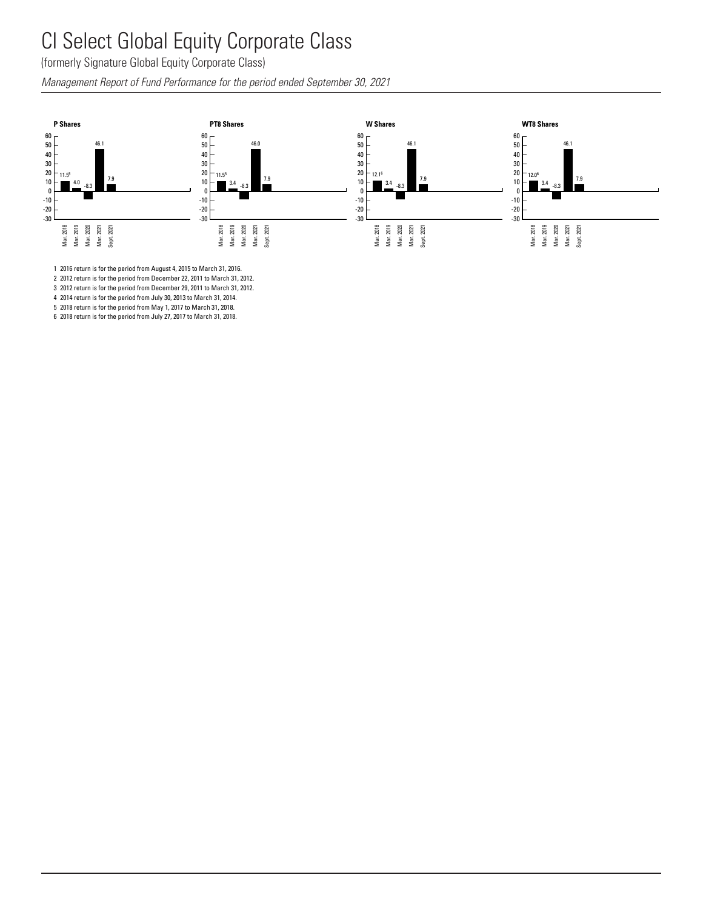# CI Select Global Equity Corporate Class

(formerly Signature Global Equity Corporate Class)

*Management Report of Fund Performance for the period ended September 30, 2021*

**P Shares**

| Period | Return (%) |
|---|---|
| Mar. 2018 | 11.5[5] |
| Mar. 2019 | 4.0 |
| Mar. 2020 | -8.3 |
| Mar. 2021 | 46.1 |
| Sept. 2021 | 7.9 |

**PT8 Shares**

| Period | Return (%) |
|---|---|
| Mar. 2018 | 11.5[5] |
| Mar. 2019 | 3.4 |
| Mar. 2020 | -8.3 |
| Mar. 2021 | 46.0 |
| Sept. 2021 | 7.9 |

**W Shares**

| Period | Return (%) |
|---|---|
| Mar. 2018 | 12.1[6] |
| Mar. 2019 | 3.4 |
| Mar. 2020 | -8.3 |
| Mar. 2021 | 46.1 |
| Sept. 2021 | 7.9 |

**WT8 Shares**

| Period | Return (%) |
|---|---|
| Mar. 2018 | 12.0[6] |
| Mar. 2019 | 3.4 |
| Mar. 2020 | -8.3 |
| Mar. 2021 | 46.1 |
| Sept. 2021 | 7.9 |

1 2016 return is for the period from August 4, 2015 to March 31, 2016.

2 2012 return is for the period from December 22, 2011 to March 31, 2012.

3 2012 return is for the period from December 29, 2011 to March 31, 2012.

4 2014 return is for the period from July 30, 2013 to March 31, 2014.

5 2018 return is for the period from May 1, 2017 to March 31, 2018.

6 2018 return is for the period from July 27, 2017 to March 31, 2018.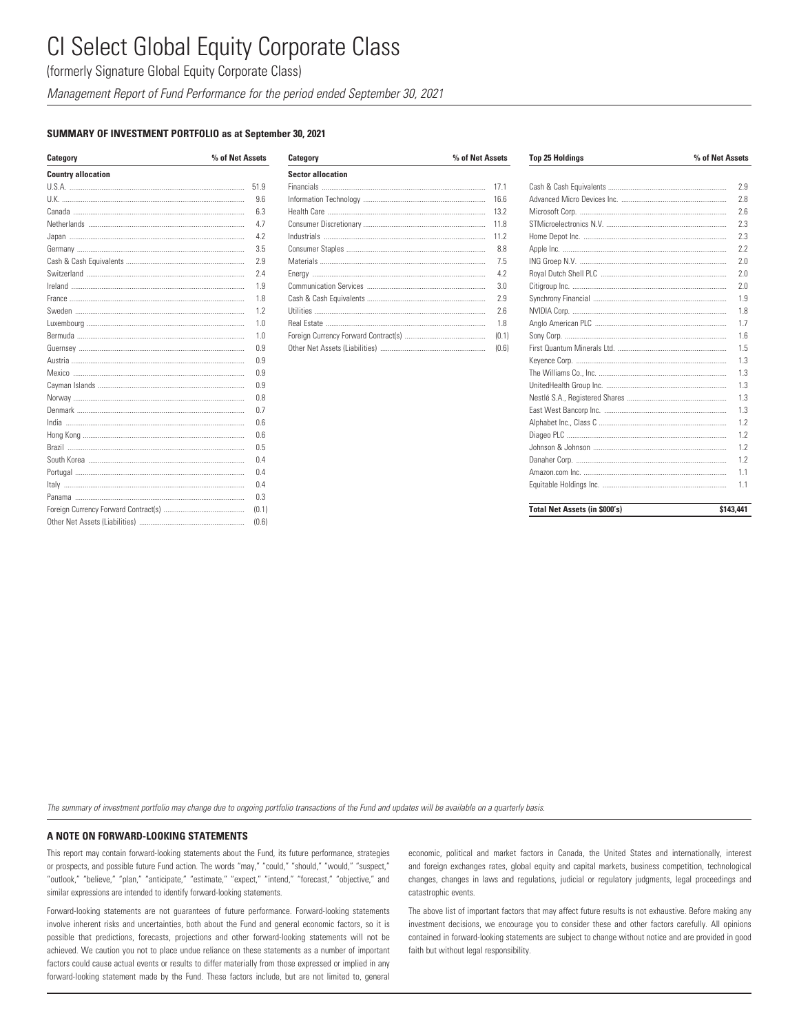# CI Select Global Equity Corporate Class

(formerly Signature Global Equity Corporate Class)

*Management Report of Fund Performance for the period ended September 30, 2021*

### SUMMARY OF INVESTMENT PORTFOLIO as at September 30, 2021

| Category | % of Net Assets |
|---|---|
| **Country allocation** | |
| U.S.A. | 51.9 |
| U.K. | 9.6 |
| Canada | 6.3 |
| Netherlands | 4.7 |
| Japan | 4.2 |
| Germany | 3.5 |
| Cash & Cash Equivalents | 2.9 |
| Switzerland | 2.4 |
| Ireland | 1.9 |
| France | 1.8 |
| Sweden | 1.2 |
| Luxembourg | 1.0 |
| Bermuda | 1.0 |
| Guernsey | 0.9 |
| Austria | 0.9 |
| Mexico | 0.9 |
| Cayman Islands | 0.9 |
| Norway | 0.8 |
| Denmark | 0.7 |
| India | 0.6 |
| Hong Kong | 0.6 |
| Brazil | 0.5 |
| South Korea | 0.4 |
| Portugal | 0.4 |
| Italy | 0.4 |
| Panama | 0.3 |
| Foreign Currency Forward Contract(s) | (0.1) |
| Other Net Assets (Liabilities) | (0.6) |

| Category | % of Net Assets |
|---|---|
| **Sector allocation** | |
| Financials | 17.1 |
| Information Technology | 16.6 |
| Health Care | 13.2 |
| Consumer Discretionary | 11.8 |
| Industrials | 11.2 |
| Consumer Staples | 8.8 |
| Materials | 7.5 |
| Energy | 4.2 |
| Communication Services | 3.0 |
| Cash & Cash Equivalents | 2.9 |
| Utilities | 2.6 |
| Real Estate | 1.8 |
| Foreign Currency Forward Contract(s) | (0.1) |
| Other Net Assets (Liabilities) | (0.6) |

| Top 25 Holdings | % of Net Assets |
|---|---|
| Cash & Cash Equivalents | 2.9 |
| Advanced Micro Devices Inc. | 2.8 |
| Microsoft Corp. | 2.6 |
| STMicroelectronics N.V. | 2.3 |
| Home Depot Inc. | 2.3 |
| Apple Inc. | 2.2 |
| ING Groep N.V. | 2.0 |
| Royal Dutch Shell PLC | 2.0 |
| Citigroup Inc. | 2.0 |
| Synchrony Financial | 1.9 |
| NVIDIA Corp. | 1.8 |
| Anglo American PLC | 1.7 |
| Sony Corp. | 1.6 |
| First Quantum Minerals Ltd. | 1.5 |
| Keyence Corp. | 1.3 |
| The Williams Co., Inc. | 1.3 |
| UnitedHealth Group Inc. | 1.3 |
| Nestlé S.A., Registered Shares | 1.3 |
| East West Bancorp Inc. | 1.3 |
| Alphabet Inc., Class C | 1.2 |
| Diageo PLC | 1.2 |
| Johnson & Johnson | 1.2 |
| Danaher Corp. | 1.2 |
| Amazon.com Inc. | 1.1 |
| Equitable Holdings Inc. | 1.1 |
| **Total Net Assets (in $000's)** | **$143,441** |

*The summary of investment portfolio may change due to ongoing portfolio transactions of the Fund and updates will be available on a quarterly basis.*

### A NOTE ON FORWARD-LOOKING STATEMENTS

This report may contain forward-looking statements about the Fund, its future performance, strategies or prospects, and possible future Fund action. The words "may," "could," "should," "would," "suspect," "outlook," "believe," "plan," "anticipate," "estimate," "expect," "intend," "forecast," "objective," and similar expressions are intended to identify forward-looking statements.

Forward-looking statements are not guarantees of future performance. Forward-looking statements involve inherent risks and uncertainties, both about the Fund and general economic factors, so it is possible that predictions, forecasts, projections and other forward-looking statements will not be achieved. We caution you not to place undue reliance on these statements as a number of important factors could cause actual events or results to differ materially from those expressed or implied in any forward-looking statement made by the Fund. These factors include, but are not limited to, general economic, political and market factors in Canada, the United States and internationally, interest and foreign exchanges rates, global equity and capital markets, business competition, technological changes, changes in laws and regulations, judicial or regulatory judgments, legal proceedings and catastrophic events.

The above list of important factors that may affect future results is not exhaustive. Before making any investment decisions, we encourage you to consider these and other factors carefully. All opinions contained in forward-looking statements are subject to change without notice and are provided in good faith but without legal responsibility.